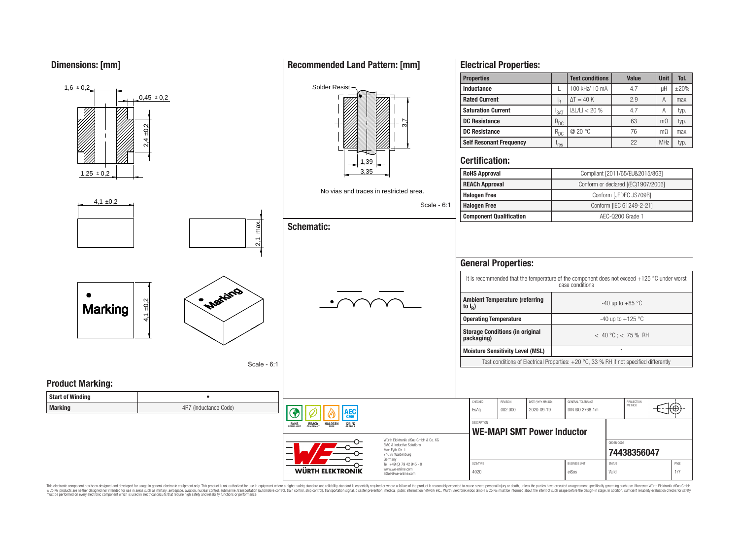## Dimensions: [mm]

1,6 ± 0,2

0,45 ± 0,2

2,4 ±0,2

1,25 ± 0,2

4,1 ±0,2

2,1 max.

Marking

4,1 ±0,2

Scale - 6:1

## Recommended Land Pattern: [mm]

Solder Resist

3,7

1,39

3,35

No vias and traces in restricted area.

Scale - 6:1

## Schematic:

## Electrical Properties:

| Properties | | Test conditions | Value | Unit | Tol. |
|---|---|---|---|---|---|
| Inductance | L | 100 kHz/ 10 mA | 4.7 | µH | ±20% |
| Rated Current | $I_R$ | ΔT = 40 K | 2.9 | A | max. |
| Saturation Current | $I_{SAT}$ | \|ΔL/L\| < 20 % | 4.7 | A | typ. |
| DC Resistance | $R_{DC}$ | | 63 | mΩ | typ. |
| DC Resistance | $R_{DC}$ | @ 20 °C | 76 | mΩ | max. |
| Self Resonant Frequency | $f_{res}$ | | 22 | MHz | typ. |

## Certification:

| | |
|---|---|
| RoHS Approval | Compliant [2011/65/EU&2015/863] |
| REACh Approval | Conform or declared [(EC)1907/2006] |
| Halogen Free | Conform [JEDEC JS709B] |
| Halogen Free | Conform [IEC 61249-2-21] |
| Component Qualification | AEC-Q200 Grade 1 |

## General Properties:

| | |
|---|---|
| It is recommended that the temperature of the component does not exceed +125 °C under worst case conditions | |
| Ambient Temperature (referring to $I_R$) | -40 up to +85 °C |
| Operating Temperature | -40 up to +125 °C |
| Storage Conditions (in original packaging) | < 40 °C ; < 75 % RH |
| Moisture Sensitivity Level (MSL) | 1 |
| Test conditions of Electrical Properties: +20 °C, 33 % RH if not specified differently | |

## Product Marking:

| | |
|---|---|
| Start of Winding | • |
| Marking | 4R7 (Inductance Code) |

RoHS COMPLIANT | REACh COMPLIANT | HALOGEN FREE | AEC Q200 125 °C GRADE 1

Würth Elektronik eiSos GmbH & Co. KG
EMC & Inductive Solutions
Max-Eyth-Str. 1
74638 Waldenburg
Germany
Tel. +49 (0) 79 42 945 - 0
www.we-online.com
eiSos@we-online.com

WÜRTH ELEKTRONIK

| CHECKED | REVISION | DATE (YYYY-MM-DD) | GENERAL TOLERANCE | PROJECTION METHOD |
|---|---|---|---|---|
| EsAg | 002.000 | 2020-09-19 | DIN ISO 2768-1m | |

DESCRIPTION: **WE-MAPI SMT Power Inductor**

ORDER CODE: **74438356047**

| SIZE/TYPE | BUSINESS UNIT | STATUS | PAGE |
|---|---|---|---|
| 4020 | eiSos | Valid | 1/7 |

This electronic component has been designed and developed for usage in general electronic equipment only. This product is not authorized for use in equipment where a higher safety standard and reliability standard is especially required or where a failure of the product is reasonably expected to cause severe personal injury or death, unless the parties have executed an agreement specifically governing such use. Moreover Würth Elektronik eiSos GmbH & Co KG products are neither designed nor intended for use in areas such as military, aerospace, aviation, nuclear control, submarine, transportation (automotive control, train control, ship control), transportation signal, disaster prevention, medical, public information network etc.. Würth Elektronik eiSos GmbH & Co KG must be informed about the intent of such usage before the design-in stage. In addition, sufficient reliability evaluation checks for safety must be performed on every electronic component which is used in electrical circuits that require high safety and reliability functions or performance.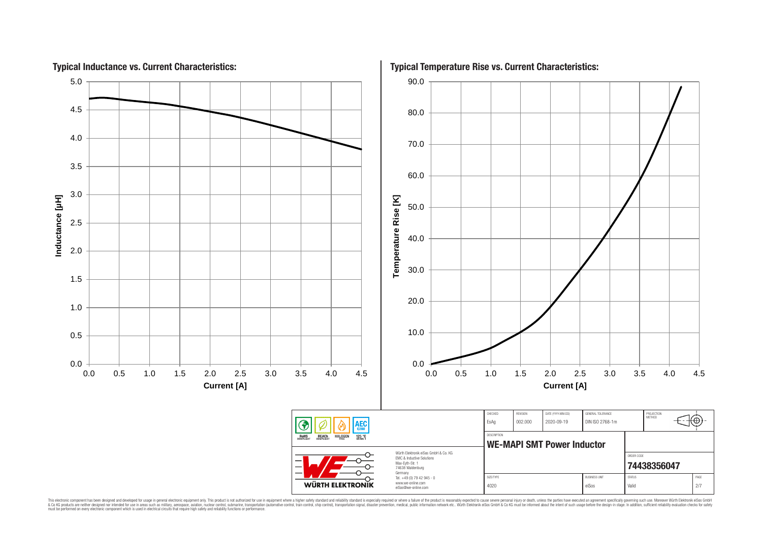## Typical Inductance vs. Current Characteristics:

Inductance [µH]

Current [A]

## Typical Temperature Rise vs. Current Characteristics:

Temperature Rise [K]

Current [A]

| CHECKED | REVISION | DATE (YYYY-MM-DD) | GENERAL TOLERANCE | PROJECTION METHOD |
|---|---|---|---|---|
| EsAg | 002.000 | 2020-09-19 | DIN ISO 2768-1m | |

DESCRIPTION

**WE-MAPI SMT Power Inductor**

ORDER CODE

**74438356047**

| SIZE/TYPE | BUSINESS UNIT | STATUS | PAGE |
|---|---|---|---|
| 4020 | eiSos | Valid | 2/7 |

RoHS COMPLIANT · REACh COMPLIANT · HALOGEN FREE · AEC Q200 · 125 °C GRADE 1

WÜRTH ELEKTRONIK

Würth Elektronik eiSos GmbH & Co. KG
EMC & Inductive Solutions
Max-Eyth-Str. 1
74638 Waldenburg
Germany
Tel. +49 (0) 79 42 945 - 0
www.we-online.com
eiSos@we-online.com

This electronic component has been designed and developed for usage in general electronic equipment only. This product is not authorized for use in equipment where a higher safety standard and reliability standard is especially required or where a failure of the product is reasonably expected to cause severe personal injury or death, unless the parties have executed an agreement specifically governing such use. Moreover Würth Elektronik eiSos GmbH & Co KG products are neither designed nor intended for use in areas such as military, aerospace, aviation, nuclear control, submarine, transportation (automotive control, train control, ship control), transportation signal, disaster prevention, medical, public information network etc.. Würth Elektronik eiSos GmbH & Co KG must be informed about the intent of such usage before the design-in stage. In addition, sufficient reliability evaluation checks for safety must be performed on every electronic component which is used in electrical circuits that require high safety and reliability functions or performance.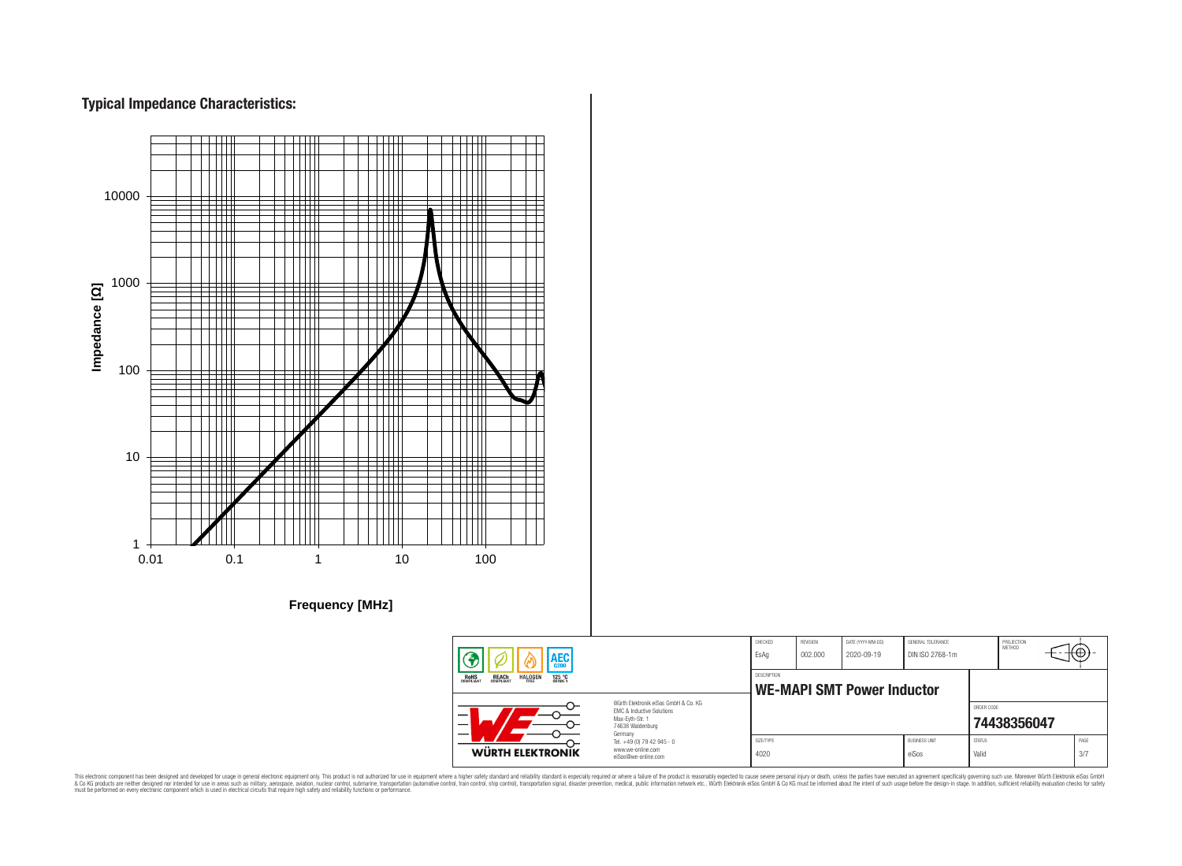## Typical Impedance Characteristics:

Impedance [Ω]

10000

1000

100

10

1

0.01 0.1 1 10 100

Frequency [MHz]

| CHECKED | REVISION | DATE (YYYY-MM-DD) | GENERAL TOLERANCE | PROJECTION METHOD |
| --- | --- | --- | --- | --- |
| EsAg | 002.000 | 2020-09-19 | DIN ISO 2768-1m | |

DESCRIPTION

**WE-MAPI SMT Power Inductor**

ORDER CODE

**74438356047**

| SIZE/TYPE | BUSINESS UNIT | STATUS | PAGE |
| --- | --- | --- | --- |
| 4020 | eiSos | Valid | 3/7 |

RoHS COMPLIANT · REACh COMPLIANT · HALOGEN FREE · AEC Q200 · 125 °C GRADE 1

Würth Elektronik eiSos GmbH & Co. KG
EMC & Inductive Solutions
Max-Eyth-Str. 1
74638 Waldenburg
Germany
Tel. +49 (0) 79 42 945 - 0
www.we-online.com
eiSos@we-online.com

WÜRTH ELEKTRONIK

This electronic component has been designed and developed for usage in general electronic equipment only. This product is not authorized for use in equipment where a higher safety standard and reliability standard is especially required or where a failure of the product is reasonably expected to cause severe personal injury or death, unless the parties have executed an agreement specifically governing such use. Moreover Würth Elektronik eiSos GmbH & Co KG products are neither designed nor intended for use in areas such as military, aerospace, aviation, nuclear control, submarine, transportation (automotive control, train control, ship control), transportation signal, disaster prevention, medical, public information network etc.. Würth Elektronik eiSos GmbH & Co KG must be informed about the intent of such usage before the design-in stage. In addition, sufficient reliability evaluation checks for safety must be performed on every electronic component which is used in electrical circuits that require high safety and reliability functions or performance.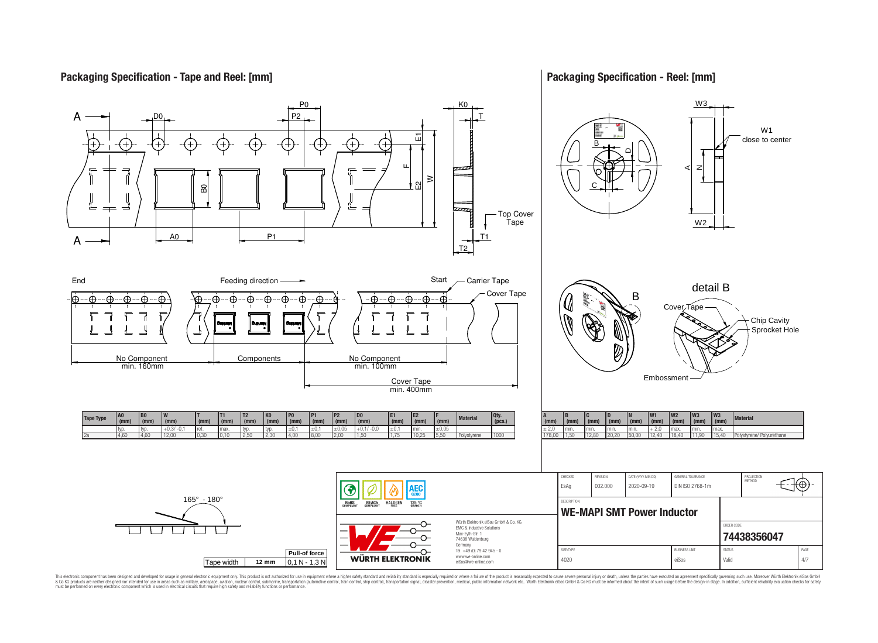## Packaging Specification - Tape and Reel: [mm]

Top Cover Tape

End — Feeding direction — Start — Carrier Tape — Cover Tape

No Component min. 160mm | Components | No Component min. 100mm

Cover Tape min. 400mm

| Tape Type | A0 (mm) | B0 (mm) | W (mm) | T (mm) | T1 (mm) | T2 (mm) | K0 (mm) | P0 (mm) | P1 (mm) | P2 (mm) | D0 (mm) | E1 (mm) | E2 (mm) | F (mm) | Material | Qty. (pcs.) |
|---|---|---|---|---|---|---|---|---|---|---|---|---|---|---|---|---|
| | typ. | typ. | +0,3/ -0,1 | ref. | max. | typ. | typ. | ±0,1 | ±0,1 | ±0,05 | +0,1/ -0,0 | ±0,1 | min. | ±0,05 | | |
| 2a | 4,60 | 4,60 | 12,00 | 0,30 | 0,10 | 2,50 | 2,30 | 4,00 | 8,00 | 2,00 | 1,50 | 1,75 | 10,25 | 5,50 | Polystyrene | 1000 |

165° - 180°

| Tape width | 12 mm | Pull-of force |
|---|---|---|
| | | 0,1 N - 1,3 N |

## Packaging Specification - Reel: [mm]

W1 close to center

detail B: Cover Tape, Chip Cavity, Sprocket Hole, Embossment

| A (mm) | B (mm) | C (mm) | D (mm) | N (mm) | W1 (mm) | W2 (mm) | W3 (mm) | W3 (mm) | Material |
|---|---|---|---|---|---|---|---|---|---|
| ± 2,0 | min. | min. | min. | min. | + 2,0 | max. | min. | max. | |
| 178,00 | 1,50 | 12,80 | 20,20 | 50,00 | 12,40 | 18,40 | 11,90 | 15,40 | Polystyrene/ Polyurethane |

RoHS COMPLIANT | REACh COMPLIANT | HALOGEN FREE | 125 °C GRADE 1 | AEC Q200

Würth Elektronik eiSos GmbH & Co. KG
EMC & Inductive Solutions
Max-Eyth-Str. 1
74638 Waldenburg
Germany
Tel. +49 (0) 79 42 945 - 0
www.we-online.com
eiSos@we-online.com

| CHECKED | REVISION | DATE (YYYY-MM-DD) | GENERAL TOLERANCE | PROJECTION METHOD |
|---|---|---|---|---|
| EsAg | 002.000 | 2020-09-19 | DIN ISO 2768-1m | |

DESCRIPTION: **WE-MAPI SMT Power Inductor**

ORDER CODE: **74438356047**

| SIZE/TYPE | BUSINESS UNIT | STATUS | PAGE |
|---|---|---|---|
| 4020 | eiSos | Valid | 4/7 |

This electronic component has been designed and developed for usage in general electronic equipment only. This product is not authorized for use in equipment where a higher safety standard and reliability standard is especially required or where a failure of the product is reasonably expected to cause severe personal injury or death, unless the parties have executed an agreement specifically governing such use. Moreover Würth Elektronik eiSos GmbH & Co KG products are neither designed nor intended for use in areas such as military, aerospace, aviation, nuclear control, submarine, transportation (automotive control, train control, ship control), transportation signal, disaster prevention, medical, public information network etc.. Würth Elektronik eiSos GmbH & Co KG must be informed about the intent of such usage before the design-in stage. In addition, sufficient reliability evaluation checks for safety must be performed on every electronic component which is used in electrical circuits that require high safety and reliability functions or performance.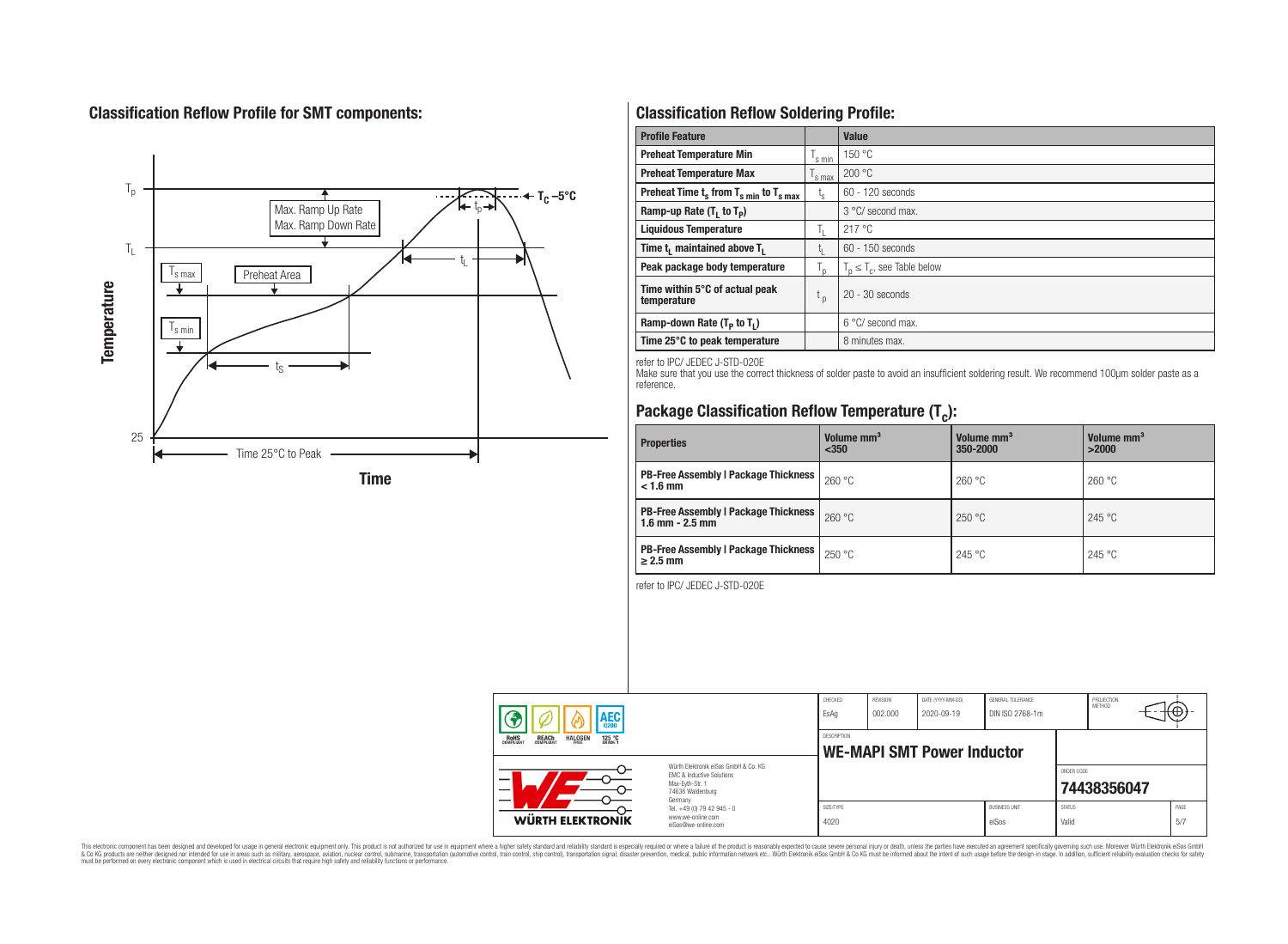## Classification Reflow Profile for SMT components:

## Classification Reflow Soldering Profile:

| Profile Feature | | Value |
|---|---|---|
| Preheat Temperature Min | $T_{s\,min}$ | 150 °C |
| Preheat Temperature Max | $T_{s\,max}$ | 200 °C |
| Preheat Time $t_s$ from $T_{s\,min}$ to $T_{s\,max}$ | $t_s$ | 60 - 120 seconds |
| Ramp-up Rate ($T_L$ to $T_P$) | | 3 °C/ second max. |
| Liquidous Temperature | $T_L$ | 217 °C |
| Time $t_L$ maintained above $T_L$ | $t_L$ | 60 - 150 seconds |
| Peak package body temperature | $T_p$ | $T_p \leq T_c$, see Table below |
| Time within 5°C of actual peak temperature | $t_p$ | 20 - 30 seconds |
| Ramp-down Rate ($T_P$ to $T_L$) | | 6 °C/ second max. |
| Time 25°C to peak temperature | | 8 minutes max. |

refer to IPC/ JEDEC J-STD-020E

Make sure that you use the correct thickness of solder paste to avoid an insufficient soldering result. We recommend 100µm solder paste as a reference.

## Package Classification Reflow Temperature ($T_c$):

| Properties | Volume mm³ <350 | Volume mm³ 350-2000 | Volume mm³ >2000 |
|---|---|---|---|
| PB-Free Assembly \| Package Thickness < 1.6 mm | 260 °C | 260 °C | 260 °C |
| PB-Free Assembly \| Package Thickness 1.6 mm - 2.5 mm | 260 °C | 250 °C | 245 °C |
| PB-Free Assembly \| Package Thickness ≥ 2.5 mm | 250 °C | 245 °C | 245 °C |

refer to IPC/ JEDEC J-STD-020E

| CHECKED | REVISION | DATE (YYYY-MM-DD) | GENERAL TOLERANCE | PROJECTION METHOD |
|---|---|---|---|---|
| EsAg | 002.000 | 2020-09-19 | DIN ISO 2768-1m | |

DESCRIPTION: **WE-MAPI SMT Power Inductor**

ORDER CODE: **74438356047**

| SIZE/TYPE | BUSINESS UNIT | STATUS | PAGE |
|---|---|---|---|
| 4020 | eiSos | Valid | 5/7 |

Würth Elektronik eiSos GmbH & Co. KG
EMC & Inductive Solutions
Max-Eyth-Str. 1
74638 Waldenburg
Germany
Tel. +49 (0) 79 42 945 - 0
www.we-online.com
eiSos@we-online.com

This electronic component has been designed and developed for usage in general electronic equipment only. This product is not authorized for use in equipment where a higher safety standard and reliability standard is especially required or where a failure of the product is reasonably expected to cause severe personal injury or death, unless the parties have executed an agreement specifically governing such use. Moreover Würth Elektronik eiSos GmbH & Co KG products are neither designed nor intended for use in areas such as military, aerospace, aviation, nuclear control, submarine, transportation (automotive control, train control, ship control), transportation signal, disaster prevention, medical, public information network etc.. Würth Elektronik eiSos GmbH & Co KG must be informed about the intent of such usage before the design-in stage. In addition, sufficient reliability evaluation checks for safety must be performed on every electronic component which is used in electrical circuits that require high safety and reliability functions or performance.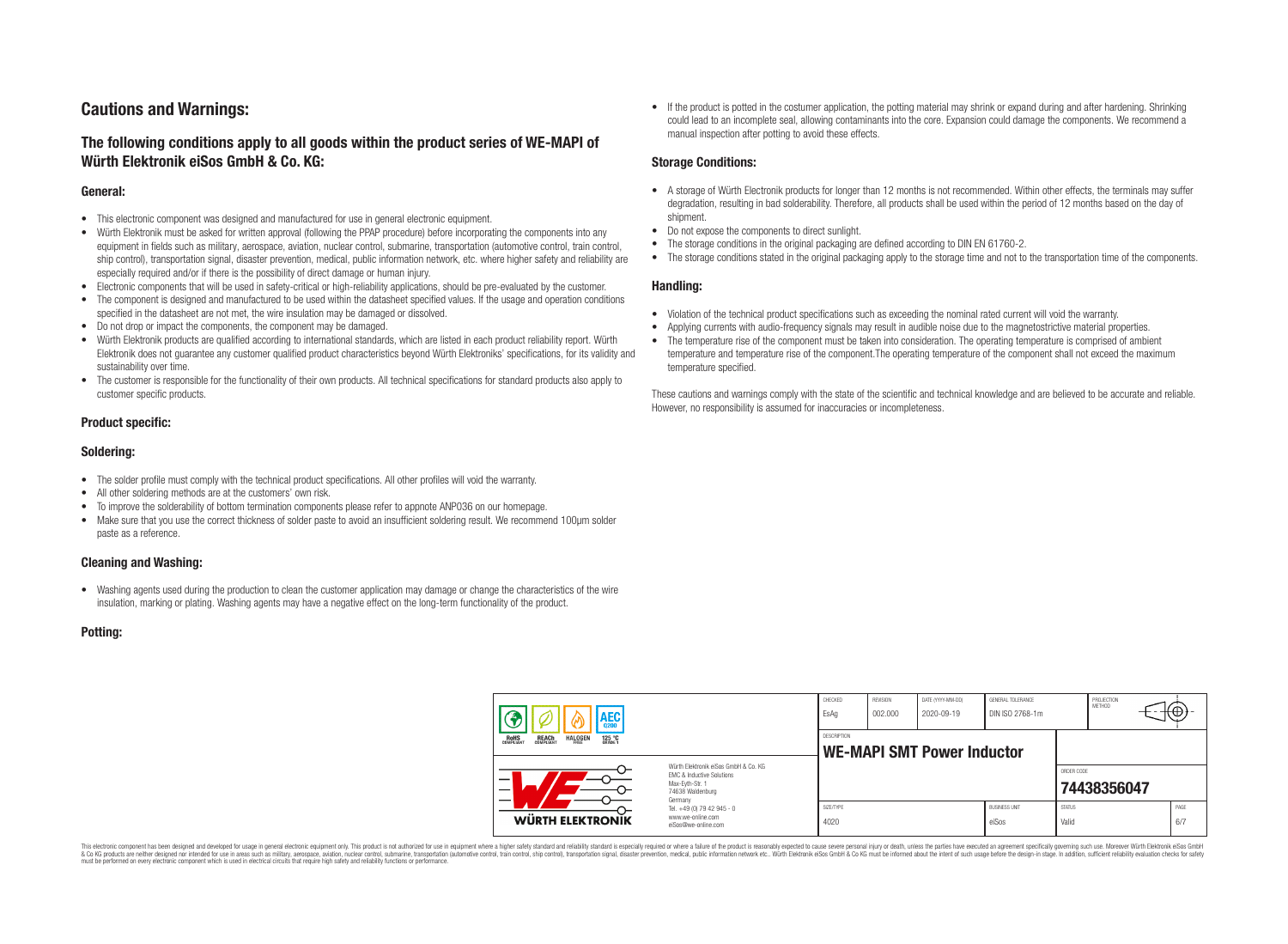## Cautions and Warnings:

### The following conditions apply to all goods within the product series of WE-MAPI of Würth Elektronik eiSos GmbH & Co. KG:

#### General:

- This electronic component was designed and manufactured for use in general electronic equipment.
- Würth Elektronik must be asked for written approval (following the PPAP procedure) before incorporating the components into any equipment in fields such as military, aerospace, aviation, nuclear control, submarine, transportation (automotive control, train control, ship control), transportation signal, disaster prevention, medical, public information network, etc. where higher safety and reliability are especially required and/or if there is the possibility of direct damage or human injury.
- Electronic components that will be used in safety-critical or high-reliability applications, should be pre-evaluated by the customer.
- The component is designed and manufactured to be used within the datasheet specified values. If the usage and operation conditions specified in the datasheet are not met, the wire insulation may be damaged or dissolved.
- Do not drop or impact the components, the component may be damaged.
- Würth Elektronik products are qualified according to international standards, which are listed in each product reliability report. Würth Elektronik does not guarantee any customer qualified product characteristics beyond Würth Elektroniks' specifications, for its validity and sustainability over time.
- The customer is responsible for the functionality of their own products. All technical specifications for standard products also apply to customer specific products.

#### Product specific:

#### Soldering:

- The solder profile must comply with the technical product specifications. All other profiles will void the warranty.
- All other soldering methods are at the customers' own risk.
- To improve the solderability of bottom termination components please refer to appnote ANP036 on our homepage.
- Make sure that you use the correct thickness of solder paste to avoid an insufficient soldering result. We recommend 100µm solder paste as a reference.

#### Cleaning and Washing:

- Washing agents used during the production to clean the customer application may damage or change the characteristics of the wire insulation, marking or plating. Washing agents may have a negative effect on the long-term functionality of the product.

#### Potting:

- If the product is potted in the costumer application, the potting material may shrink or expand during and after hardening. Shrinking could lead to an incomplete seal, allowing contaminants into the core. Expansion could damage the components. We recommend a manual inspection after potting to avoid these effects.

#### Storage Conditions:

- A storage of Würth Electronik products for longer than 12 months is not recommended. Within other effects, the terminals may suffer degradation, resulting in bad solderability. Therefore, all products shall be used within the period of 12 months based on the day of shipment.
- Do not expose the components to direct sunlight.
- The storage conditions in the original packaging are defined according to DIN EN 61760-2.
- The storage conditions stated in the original packaging apply to the storage time and not to the transportation time of the components.

#### Handling:

- Violation of the technical product specifications such as exceeding the nominal rated current will void the warranty.
- Applying currents with audio-frequency signals may result in audible noise due to the magnetostrictive material properties.
- The temperature rise of the component must be taken into consideration. The operating temperature is comprised of ambient temperature and temperature rise of the component.The operating temperature of the component shall not exceed the maximum temperature specified.

These cautions and warnings comply with the state of the scientific and technical knowledge and are believed to be accurate and reliable. However, no responsibility is assumed for inaccuracies or incompleteness.

| CHECKED | REVISION | DATE (YYYY-MM-DD) | GENERAL TOLERANCE | PROJECTION METHOD |
|---|---|---|---|---|
| EsAg | 002.000 | 2020-09-19 | DIN ISO 2768-1m | |

DESCRIPTION: **WE-MAPI SMT Power Inductor**

ORDER CODE: **74438356047**

| SIZE/TYPE | BUSINESS UNIT | STATUS | PAGE |
|---|---|---|---|
| 4020 | eiSos | Valid | 6/7 |

Würth Elektronik eiSos GmbH & Co. KG
EMC & Inductive Solutions
Max-Eyth-Str. 1
74638 Waldenburg
Germany
Tel. +49 (0) 79 42 945 - 0
www.we-online.com
eiSos@we-online.com

This electronic component has been designed and developed for usage in general electronic equipment only. This product is not authorized for use in equipment where a higher safety standard and reliability standard is especially required or where a failure of the product is reasonably expected to cause severe personal injury or death, unless the parties have executed an agreement specifically governing such use. Moreover Würth Elektronik eiSos GmbH & Co KG products are neither designed nor intended for use in areas such as military, aerospace, aviation, nuclear control, submarine, transportation (automotive control, train control, ship control), transportation signal, disaster prevention, medical, public information network etc.. Würth Elektronik eiSos GmbH & Co KG must be informed about the intent of such usage before the design-in stage. In addition, sufficient reliability evaluation checks for safety must be performed on every electronic component which is used in electrical circuits that require high safety and reliability functions or performance.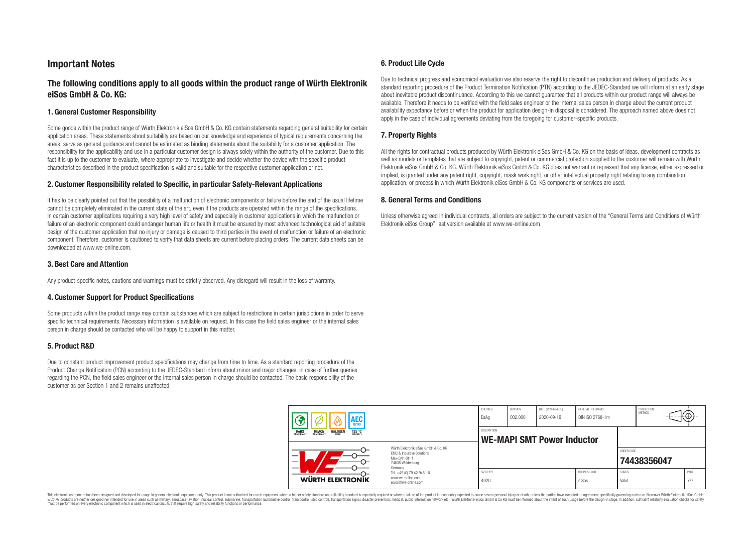# Important Notes

## The following conditions apply to all goods within the product range of Würth Elektronik eiSos GmbH & Co. KG:

### 1. General Customer Responsibility

Some goods within the product range of Würth Elektronik eiSos GmbH & Co. KG contain statements regarding general suitability for certain application areas. These statements about suitability are based on our knowledge and experience of typical requirements concerning the areas, serve as general guidance and cannot be estimated as binding statements about the suitability for a customer application. The responsibility for the applicability and use in a particular customer design is always solely within the authority of the customer. Due to this fact it is up to the customer to evaluate, where appropriate to investigate and decide whether the device with the specific product characteristics described in the product specification is valid and suitable for the respective customer application or not.

### 2. Customer Responsibility related to Specific, in particular Safety-Relevant Applications

It has to be clearly pointed out that the possibility of a malfunction of electronic components or failure before the end of the usual lifetime cannot be completely eliminated in the current state of the art, even if the products are operated within the range of the specifications. In certain customer applications requiring a very high level of safety and especially in customer applications in which the malfunction or failure of an electronic component could endanger human life or health it must be ensured by most advanced technological aid of suitable design of the customer application that no injury or damage is caused to third parties in the event of malfunction or failure of an electronic component. Therefore, customer is cautioned to verify that data sheets are current before placing orders. The current data sheets can be downloaded at www.we-online.com.

### 3. Best Care and Attention

Any product-specific notes, cautions and warnings must be strictly observed. Any disregard will result in the loss of warranty.

### 4. Customer Support for Product Specifications

Some products within the product range may contain substances which are subject to restrictions in certain jurisdictions in order to serve specific technical requirements. Necessary information is available on request. In this case the field sales engineer or the internal sales person in charge should be contacted who will be happy to support in this matter.

### 5. Product R&D

Due to constant product improvement product specifications may change from time to time. As a standard reporting procedure of the Product Change Notification (PCN) according to the JEDEC-Standard inform about minor and major changes. In case of further queries regarding the PCN, the field sales engineer or the internal sales person in charge should be contacted. The basic responsibility of the customer as per Section 1 and 2 remains unaffected.

### 6. Product Life Cycle

Due to technical progress and economical evaluation we also reserve the right to discontinue production and delivery of products. As a standard reporting procedure of the Product Termination Notification (PTN) according to the JEDEC-Standard we will inform at an early stage about inevitable product discontinuance. According to this we cannot guarantee that all products within our product range will always be available. Therefore it needs to be verified with the field sales engineer or the internal sales person in charge about the current product availability expectancy before or when the product for application design-in disposal is considered. The approach named above does not apply in the case of individual agreements deviating from the foregoing for customer-specific products.

### 7. Property Rights

All the rights for contractual products produced by Würth Elektronik eiSos GmbH & Co. KG on the basis of ideas, development contracts as well as models or templates that are subject to copyright, patent or commercial protection supplied to the customer will remain with Würth Elektronik eiSos GmbH & Co. KG. Würth Elektronik eiSos GmbH & Co. KG does not warrant or represent that any license, either expressed or implied, is granted under any patent right, copyright, mask work right, or other intellectual property right relating to any combination, application, or process in which Würth Elektronik eiSos GmbH & Co. KG components or services are used.

### 8. General Terms and Conditions

Unless otherwise agreed in individual contracts, all orders are subject to the current version of the "General Terms and Conditions of Würth Elektronik eiSos Group", last version available at www.we-online.com.

| | | | | | | |
|---|---|---|---|---|---|---|
| RoHS COMPLIANT, REACh COMPLIANT, HALOGEN FREE, AEC Q200, 125 °C GRADE 1 | CHECKED EsAg | REVISION 002.000 | DATE (YYYY-MM-DD) 2020-09-19 | GENERAL TOLERANCE DIN ISO 2768-1m | PROJECTION METHOD | |
| | DESCRIPTION **WE-MAPI SMT Power Inductor** | | | | | |
| Würth Elektronik eiSos GmbH & Co. KG, EMC & Inductive Solutions, Max-Eyth-Str. 1, 74638 Waldenburg, Germany, Tel. +49 (0) 79 42 945 - 0, www.we-online.com, eiSos@we-online.com | | | | | ORDER CODE **74438356047** | |
| WÜRTH ELEKTRONIK | SIZE/TYPE 4020 | | | BUSINESS UNIT eiSos | STATUS Valid | PAGE 7/7 |

This electronic component has been designed and developed for usage in general electronic equipment only. This product is not authorized for use in equipment where a higher safety standard and reliability standard is especially required or where a failure of the product is reasonably expected to cause severe personal injury or death, unless the parties have executed an agreement specifically governing such use. Moreover Würth Elektronik eiSos GmbH & Co KG products are neither designed nor intended for use in areas such as military, aerospace, aviation, nuclear control, submarine, transportation (automotive control, train control, ship control), transportation signal, disaster prevention, medical, public information network etc.. Würth Elektronik eiSos GmbH & Co KG must be informed about the intent of such usage before the design-in stage. In addition, sufficient reliability evaluation checks for safety must be performed on every electronic component which is used in electrical circuits that require high safety and reliability functions or performance.